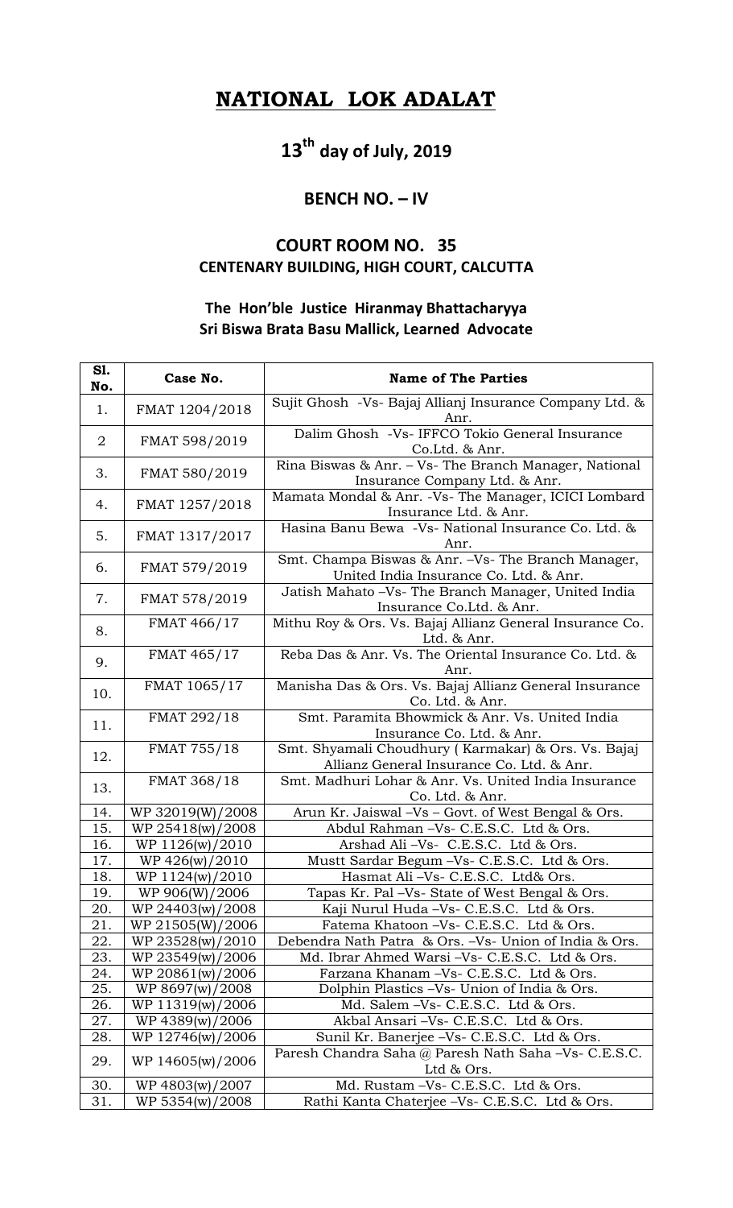# NATIONAL LOK ADALAT

## 13th day of July, 2019

### BENCH NO. – IV

### COURT ROOM NO. 35
### CENTENARY BUILDING, HIGH COURT, CALCUTTA

#### The Hon'ble Justice Hiranmay Bhattacharyya
#### Sri Biswa Brata Basu Mallick, Learned Advocate

| Sl. No. | Case No. | Name of The Parties |
|---|---|---|
| 1. | FMAT 1204/2018 | Sujit Ghosh -Vs- Bajaj Allianj Insurance Company Ltd. & Anr. |
| 2 | FMAT 598/2019 | Dalim Ghosh -Vs- IFFCO Tokio General Insurance Co.Ltd. & Anr. |
| 3. | FMAT 580/2019 | Rina Biswas & Anr. – Vs- The Branch Manager, National Insurance Company Ltd. & Anr. |
| 4. | FMAT 1257/2018 | Mamata Mondal & Anr. -Vs- The Manager, ICICI Lombard Insurance Ltd. & Anr. |
| 5. | FMAT 1317/2017 | Hasina Banu Bewa -Vs- National Insurance Co. Ltd. & Anr. |
| 6. | FMAT 579/2019 | Smt. Champa Biswas & Anr. –Vs- The Branch Manager, United India Insurance Co. Ltd. & Anr. |
| 7. | FMAT 578/2019 | Jatish Mahato –Vs- The Branch Manager, United India Insurance Co.Ltd. & Anr. |
| 8. | FMAT 466/17 | Mithu Roy & Ors. Vs. Bajaj Allianz General Insurance Co. Ltd. & Anr. |
| 9. | FMAT 465/17 | Reba Das & Anr. Vs. The Oriental Insurance Co. Ltd. & Anr. |
| 10. | FMAT 1065/17 | Manisha Das & Ors. Vs. Bajaj Allianz General Insurance Co. Ltd. & Anr. |
| 11. | FMAT 292/18 | Smt. Paramita Bhowmick & Anr. Vs. United India Insurance Co. Ltd. & Anr. |
| 12. | FMAT 755/18 | Smt. Shyamali Choudhury ( Karmakar) & Ors. Vs. Bajaj Allianz General Insurance Co. Ltd. & Anr. |
| 13. | FMAT 368/18 | Smt. Madhuri Lohar & Anr. Vs. United India Insurance Co. Ltd. & Anr. |
| 14. | WP 32019(W)/2008 | Arun Kr. Jaiswal –Vs – Govt. of West Bengal & Ors. |
| 15. | WP 25418(w)/2008 | Abdul Rahman –Vs- C.E.S.C. Ltd & Ors. |
| 16. | WP 1126(w)/2010 | Arshad Ali –Vs- C.E.S.C. Ltd & Ors. |
| 17. | WP 426(w)/2010 | Mustt Sardar Begum –Vs- C.E.S.C. Ltd & Ors. |
| 18. | WP 1124(w)/2010 | Hasmat Ali –Vs- C.E.S.C. Ltd& Ors. |
| 19. | WP 906(W)/2006 | Tapas Kr. Pal –Vs- State of West Bengal & Ors. |
| 20. | WP 24403(w)/2008 | Kaji Nurul Huda –Vs- C.E.S.C. Ltd & Ors. |
| 21. | WP 21505(W)/2006 | Fatema Khatoon –Vs- C.E.S.C. Ltd & Ors. |
| 22. | WP 23528(w)/2010 | Debendra Nath Patra & Ors. –Vs- Union of India & Ors. |
| 23. | WP 23549(w)/2006 | Md. Ibrar Ahmed Warsi –Vs- C.E.S.C. Ltd & Ors. |
| 24. | WP 20861(w)/2006 | Farzana Khanam –Vs- C.E.S.C. Ltd & Ors. |
| 25. | WP 8697(w)/2008 | Dolphin Plastics –Vs- Union of India & Ors. |
| 26. | WP 11319(w)/2006 | Md. Salem –Vs- C.E.S.C. Ltd & Ors. |
| 27. | WP 4389(w)/2006 | Akbal Ansari –Vs- C.E.S.C. Ltd & Ors. |
| 28. | WP 12746(w)/2006 | Sunil Kr. Banerjee –Vs- C.E.S.C. Ltd & Ors. |
| 29. | WP 14605(w)/2006 | Paresh Chandra Saha @ Paresh Nath Saha –Vs- C.E.S.C. Ltd & Ors. |
| 30. | WP 4803(w)/2007 | Md. Rustam –Vs- C.E.S.C. Ltd & Ors. |
| 31. | WP 5354(w)/2008 | Rathi Kanta Chaterjee –Vs- C.E.S.C. Ltd & Ors. |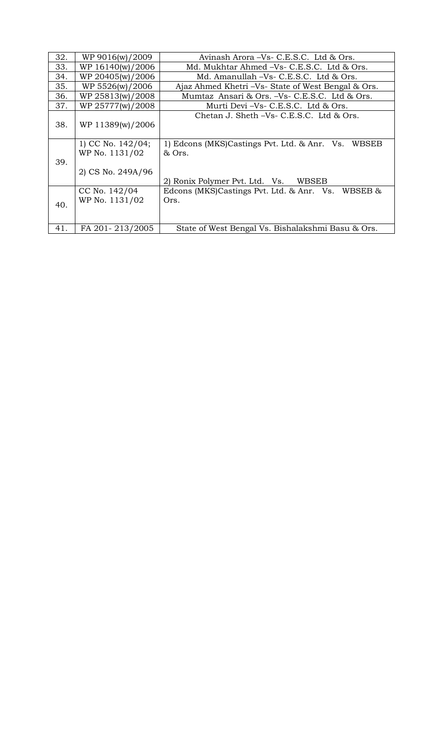| | | |
|---|---|---|
| 32. | WP 9016(w)/2009 | Avinash Arora –Vs- C.E.S.C. Ltd & Ors. |
| 33. | WP 16140(w)/2006 | Md. Mukhtar Ahmed –Vs- C.E.S.C. Ltd & Ors. |
| 34. | WP 20405(w)/2006 | Md. Amanullah –Vs- C.E.S.C. Ltd & Ors. |
| 35. | WP 5526(w)/2006 | Ajaz Ahmed Khetri –Vs- State of West Bengal & Ors. |
| 36. | WP 25813(w)/2008 | Mumtaz Ansari & Ors. –Vs- C.E.S.C. Ltd & Ors. |
| 37. | WP 25777(w)/2008 | Murti Devi –Vs- C.E.S.C. Ltd & Ors. |
| 38. | WP 11389(w)/2006 | Chetan J. Sheth –Vs- C.E.S.C. Ltd & Ors. |
| 39. | 1) CC No. 142/04; WP No. 1131/02<br>2) CS No. 249A/96 | 1) Edcons (MKS)Castings Pvt. Ltd. & Anr. Vs. WBSEB & Ors.<br>2) Ronix Polymer Pvt. Ltd. Vs. WBSEB |
| 40. | CC No. 142/04 WP No. 1131/02 | Edcons (MKS)Castings Pvt. Ltd. & Anr. Vs. WBSEB & Ors. |
| 41. | FA 201- 213/2005 | State of West Bengal Vs. Bishalakshmi Basu & Ors. |